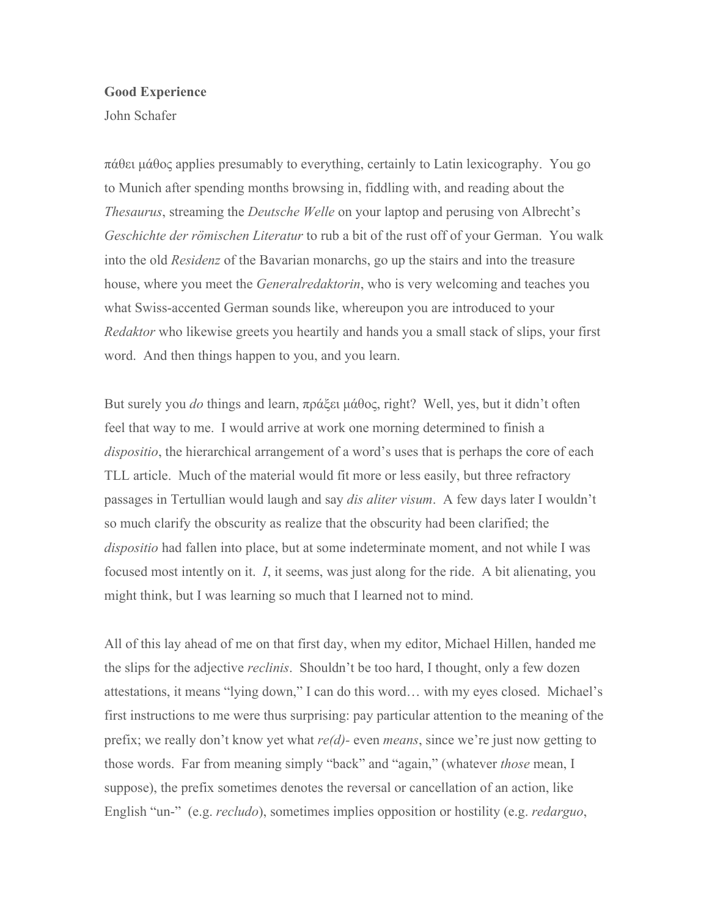**Good Experience**

John Schafer

πάθει μάθος applies presumably to everything, certainly to Latin lexicography. You go to Munich after spending months browsing in, fiddling with, and reading about the *Thesaurus*, streaming the *Deutsche Welle* on your laptop and perusing von Albrecht's *Geschichte der römischen Literatur* to rub a bit of the rust off of your German. You walk into the old *Residenz* of the Bavarian monarchs, go up the stairs and into the treasure house, where you meet the *Generalredaktorin*, who is very welcoming and teaches you what Swiss-accented German sounds like, whereupon you are introduced to your *Redaktor* who likewise greets you heartily and hands you a small stack of slips, your first word. And then things happen to you, and you learn.

But surely you *do* things and learn, πράξει μάθος, right? Well, yes, but it didn't often feel that way to me. I would arrive at work one morning determined to finish a *dispositio*, the hierarchical arrangement of a word's uses that is perhaps the core of each TLL article. Much of the material would fit more or less easily, but three refractory passages in Tertullian would laugh and say *dis aliter visum*. A few days later I wouldn't so much clarify the obscurity as realize that the obscurity had been clarified; the *dispositio* had fallen into place, but at some indeterminate moment, and not while I was focused most intently on it. *I*, it seems, was just along for the ride. A bit alienating, you might think, but I was learning so much that I learned not to mind.

All of this lay ahead of me on that first day, when my editor, Michael Hillen, handed me the slips for the adjective *reclinis*. Shouldn't be too hard, I thought, only a few dozen attestations, it means "lying down," I can do this word… with my eyes closed. Michael's first instructions to me were thus surprising: pay particular attention to the meaning of the prefix; we really don't know yet what *re(d)-* even *means*, since we're just now getting to those words. Far from meaning simply "back" and "again," (whatever *those* mean, I suppose), the prefix sometimes denotes the reversal or cancellation of an action, like English "un-" (e.g. *recludo*), sometimes implies opposition or hostility (e.g. *redarguo*,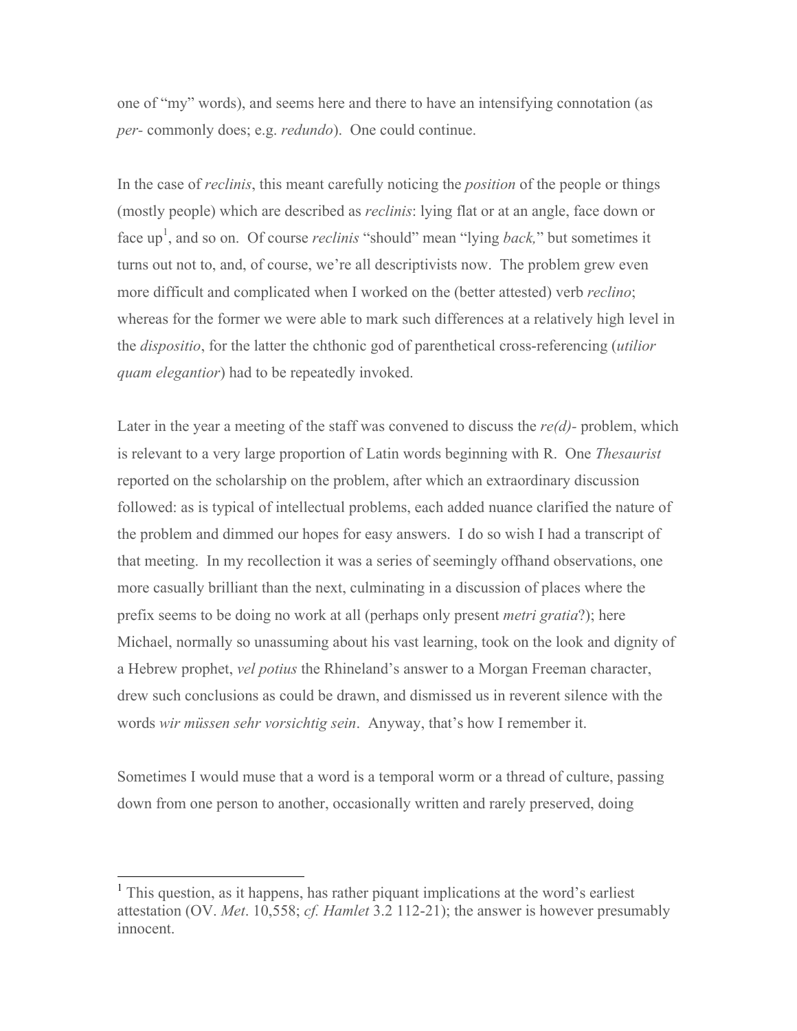one of "my" words), and seems here and there to have an intensifying connotation (as *per-* commonly does; e.g. *redundo*). One could continue.

In the case of *reclinis*, this meant carefully noticing the *position* of the people or things (mostly people) which are described as *reclinis*: lying flat or at an angle, face down or face up[1], and so on. Of course *reclinis* "should" mean "lying *back,*" but sometimes it turns out not to, and, of course, we're all descriptivists now. The problem grew even more difficult and complicated when I worked on the (better attested) verb *reclino*; whereas for the former we were able to mark such differences at a relatively high level in the *dispositio*, for the latter the chthonic god of parenthetical cross-referencing (*utilior quam elegantior*) had to be repeatedly invoked.

Later in the year a meeting of the staff was convened to discuss the *re(d)-* problem, which is relevant to a very large proportion of Latin words beginning with R. One *Thesaurist* reported on the scholarship on the problem, after which an extraordinary discussion followed: as is typical of intellectual problems, each added nuance clarified the nature of the problem and dimmed our hopes for easy answers. I do so wish I had a transcript of that meeting. In my recollection it was a series of seemingly offhand observations, one more casually brilliant than the next, culminating in a discussion of places where the prefix seems to be doing no work at all (perhaps only present *metri gratia*?); here Michael, normally so unassuming about his vast learning, took on the look and dignity of a Hebrew prophet, *vel potius* the Rhineland's answer to a Morgan Freeman character, drew such conclusions as could be drawn, and dismissed us in reverent silence with the words *wir müssen sehr vorsichtig sein*. Anyway, that's how I remember it.

Sometimes I would muse that a word is a temporal worm or a thread of culture, passing down from one person to another, occasionally written and rarely preserved, doing

---

[1] This question, as it happens, has rather piquant implications at the word's earliest attestation (OV. *Met*. 10,558; *cf. Hamlet* 3.2 112-21); the answer is however presumably innocent.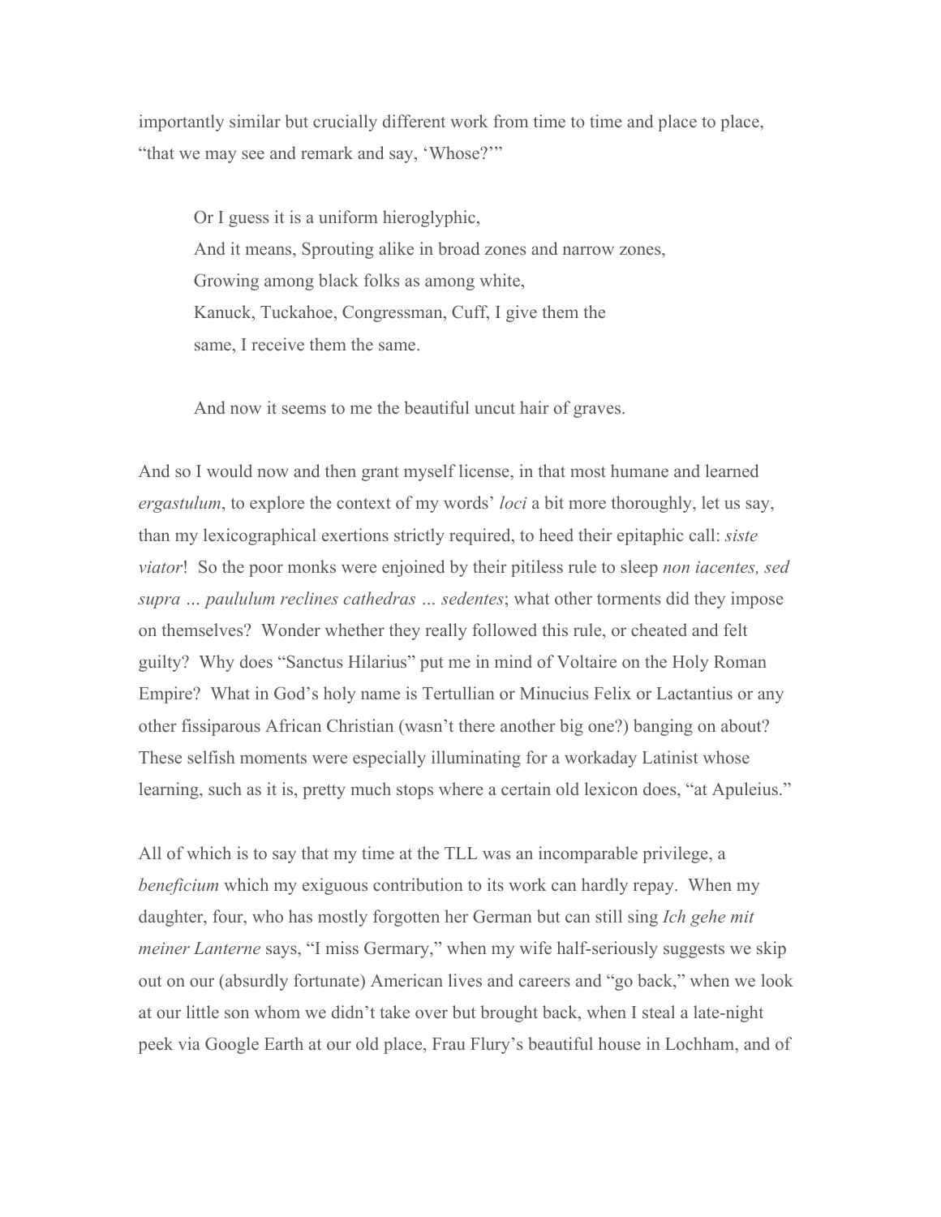importantly similar but crucially different work from time to time and place to place, "that we may see and remark and say, 'Whose?'"

> Or I guess it is a uniform hieroglyphic,  
> And it means, Sprouting alike in broad zones and narrow zones,  
> Growing among black folks as among white,  
> Kanuck, Tuckahoe, Congressman, Cuff, I give them the  
> same, I receive them the same.
>
> And now it seems to me the beautiful uncut hair of graves.

And so I would now and then grant myself license, in that most humane and learned *ergastulum*, to explore the context of my words' *loci* a bit more thoroughly, let us say, than my lexicographical exertions strictly required, to heed their epitaphic call: *siste viator*! So the poor monks were enjoined by their pitiless rule to sleep *non iacentes, sed supra … paululum reclines cathedras … sedentes*; what other torments did they impose on themselves? Wonder whether they really followed this rule, or cheated and felt guilty? Why does "Sanctus Hilarius" put me in mind of Voltaire on the Holy Roman Empire? What in God's holy name is Tertullian or Minucius Felix or Lactantius or any other fissiparous African Christian (wasn't there another big one?) banging on about? These selfish moments were especially illuminating for a workaday Latinist whose learning, such as it is, pretty much stops where a certain old lexicon does, "at Apuleius."

All of which is to say that my time at the TLL was an incomparable privilege, a *beneficium* which my exiguous contribution to its work can hardly repay. When my daughter, four, who has mostly forgotten her German but can still sing *Ich gehe mit meiner Lanterne* says, "I miss Germary," when my wife half-seriously suggests we skip out on our (absurdly fortunate) American lives and careers and "go back," when we look at our little son whom we didn't take over but brought back, when I steal a late-night peek via Google Earth at our old place, Frau Flury's beautiful house in Lochham, and of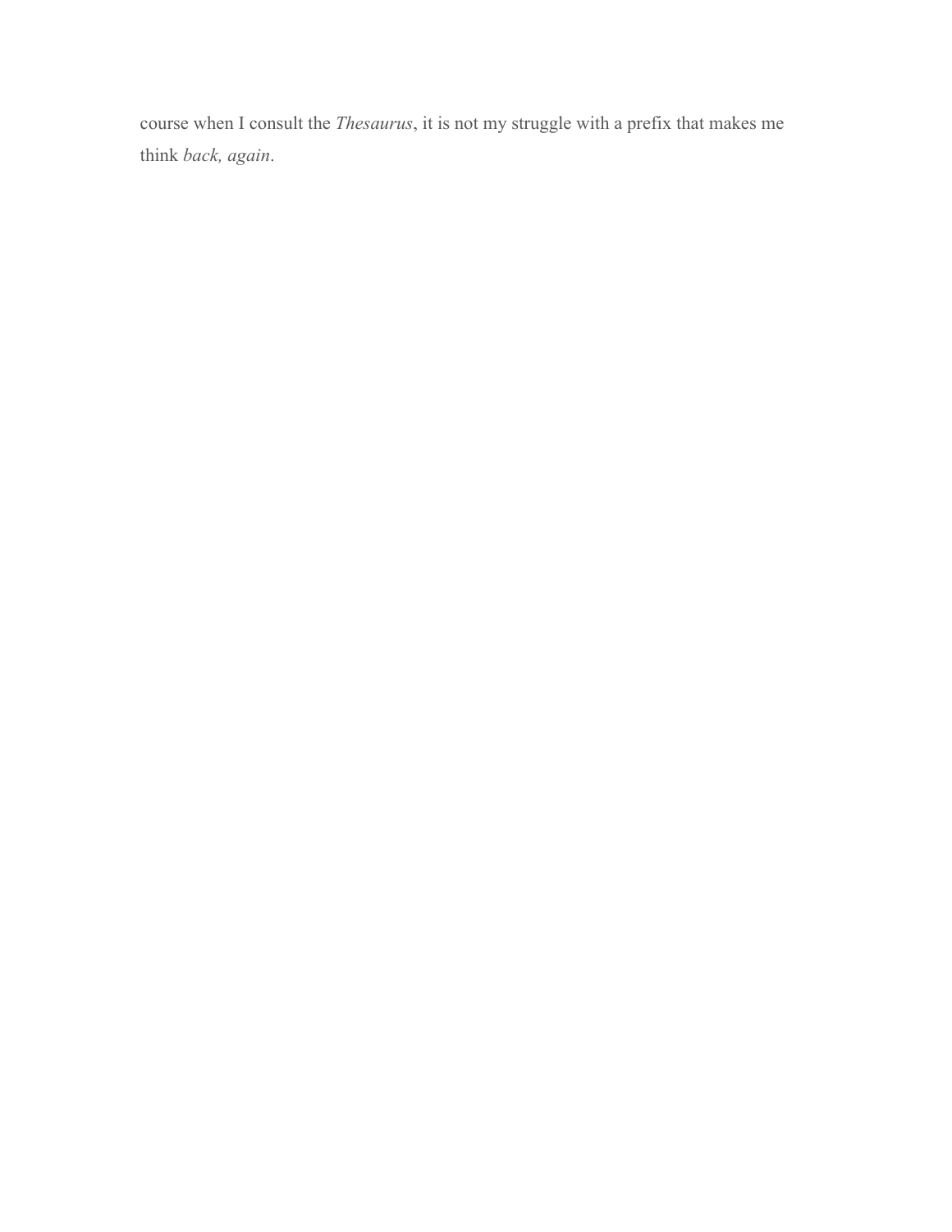course when I consult the *Thesaurus*, it is not my struggle with a prefix that makes me think *back, again*.